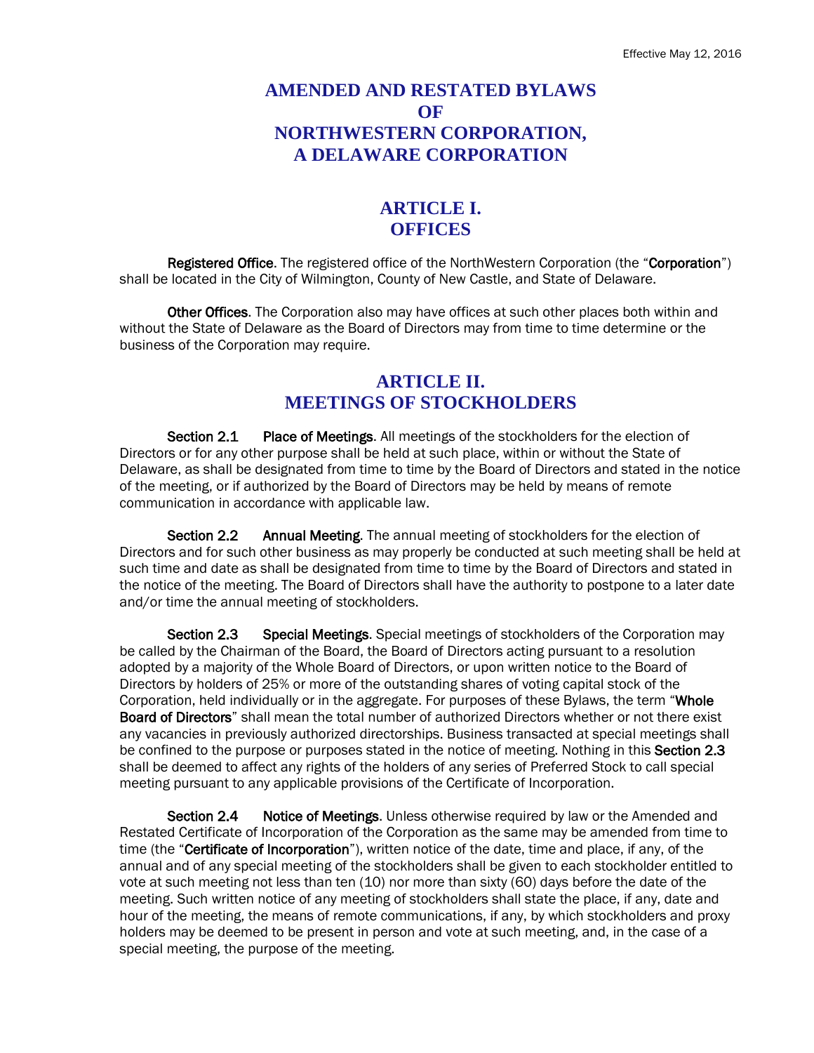Effective May 12, 2016

# AMENDED AND RESTATED BYLAWS OF NORTHWESTERN CORPORATION, A DELAWARE CORPORATION

## ARTICLE I. OFFICES

**Registered Office**. The registered office of the NorthWestern Corporation (the "**Corporation**") shall be located in the City of Wilmington, County of New Castle, and State of Delaware.

**Other Offices**. The Corporation also may have offices at such other places both within and without the State of Delaware as the Board of Directors may from time to time determine or the business of the Corporation may require.

## ARTICLE II. MEETINGS OF STOCKHOLDERS

**Section 2.1 Place of Meetings**. All meetings of the stockholders for the election of Directors or for any other purpose shall be held at such place, within or without the State of Delaware, as shall be designated from time to time by the Board of Directors and stated in the notice of the meeting, or if authorized by the Board of Directors may be held by means of remote communication in accordance with applicable law.

**Section 2.2 Annual Meeting**. The annual meeting of stockholders for the election of Directors and for such other business as may properly be conducted at such meeting shall be held at such time and date as shall be designated from time to time by the Board of Directors and stated in the notice of the meeting. The Board of Directors shall have the authority to postpone to a later date and/or time the annual meeting of stockholders.

**Section 2.3 Special Meetings**. Special meetings of stockholders of the Corporation may be called by the Chairman of the Board, the Board of Directors acting pursuant to a resolution adopted by a majority of the Whole Board of Directors, or upon written notice to the Board of Directors by holders of 25% or more of the outstanding shares of voting capital stock of the Corporation, held individually or in the aggregate. For purposes of these Bylaws, the term "**Whole Board of Directors**" shall mean the total number of authorized Directors whether or not there exist any vacancies in previously authorized directorships. Business transacted at special meetings shall be confined to the purpose or purposes stated in the notice of meeting. Nothing in this **Section 2.3** shall be deemed to affect any rights of the holders of any series of Preferred Stock to call special meeting pursuant to any applicable provisions of the Certificate of Incorporation.

**Section 2.4 Notice of Meetings**. Unless otherwise required by law or the Amended and Restated Certificate of Incorporation of the Corporation as the same may be amended from time to time (the "**Certificate of Incorporation**"), written notice of the date, time and place, if any, of the annual and of any special meeting of the stockholders shall be given to each stockholder entitled to vote at such meeting not less than ten (10) nor more than sixty (60) days before the date of the meeting. Such written notice of any meeting of stockholders shall state the place, if any, date and hour of the meeting, the means of remote communications, if any, by which stockholders and proxy holders may be deemed to be present in person and vote at such meeting, and, in the case of a special meeting, the purpose of the meeting.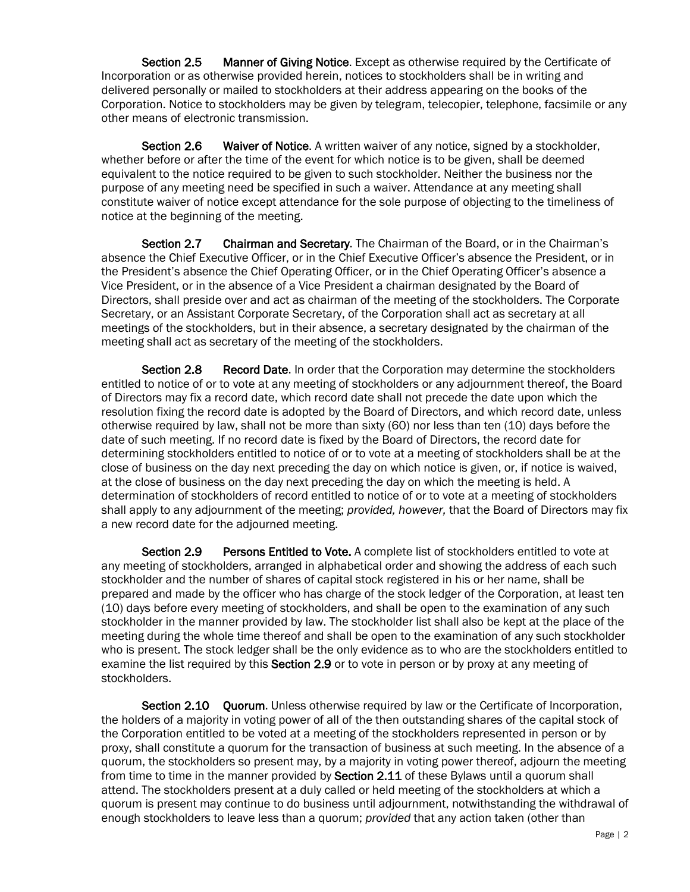**Section 2.5 Manner of Giving Notice**. Except as otherwise required by the Certificate of Incorporation or as otherwise provided herein, notices to stockholders shall be in writing and delivered personally or mailed to stockholders at their address appearing on the books of the Corporation. Notice to stockholders may be given by telegram, telecopier, telephone, facsimile or any other means of electronic transmission.

**Section 2.6 Waiver of Notice**. A written waiver of any notice, signed by a stockholder, whether before or after the time of the event for which notice is to be given, shall be deemed equivalent to the notice required to be given to such stockholder. Neither the business nor the purpose of any meeting need be specified in such a waiver. Attendance at any meeting shall constitute waiver of notice except attendance for the sole purpose of objecting to the timeliness of notice at the beginning of the meeting.

**Section 2.7 Chairman and Secretary**. The Chairman of the Board, or in the Chairman's absence the Chief Executive Officer, or in the Chief Executive Officer's absence the President, or in the President's absence the Chief Operating Officer, or in the Chief Operating Officer's absence a Vice President, or in the absence of a Vice President a chairman designated by the Board of Directors, shall preside over and act as chairman of the meeting of the stockholders. The Corporate Secretary, or an Assistant Corporate Secretary, of the Corporation shall act as secretary at all meetings of the stockholders, but in their absence, a secretary designated by the chairman of the meeting shall act as secretary of the meeting of the stockholders.

**Section 2.8 Record Date**. In order that the Corporation may determine the stockholders entitled to notice of or to vote at any meeting of stockholders or any adjournment thereof, the Board of Directors may fix a record date, which record date shall not precede the date upon which the resolution fixing the record date is adopted by the Board of Directors, and which record date, unless otherwise required by law, shall not be more than sixty (60) nor less than ten (10) days before the date of such meeting. If no record date is fixed by the Board of Directors, the record date for determining stockholders entitled to notice of or to vote at a meeting of stockholders shall be at the close of business on the day next preceding the day on which notice is given, or, if notice is waived, at the close of business on the day next preceding the day on which the meeting is held. A determination of stockholders of record entitled to notice of or to vote at a meeting of stockholders shall apply to any adjournment of the meeting; *provided, however,* that the Board of Directors may fix a new record date for the adjourned meeting.

**Section 2.9 Persons Entitled to Vote.** A complete list of stockholders entitled to vote at any meeting of stockholders, arranged in alphabetical order and showing the address of each such stockholder and the number of shares of capital stock registered in his or her name, shall be prepared and made by the officer who has charge of the stock ledger of the Corporation, at least ten (10) days before every meeting of stockholders, and shall be open to the examination of any such stockholder in the manner provided by law. The stockholder list shall also be kept at the place of the meeting during the whole time thereof and shall be open to the examination of any such stockholder who is present. The stock ledger shall be the only evidence as to who are the stockholders entitled to examine the list required by this **Section 2.9** or to vote in person or by proxy at any meeting of stockholders.

**Section 2.10 Quorum**. Unless otherwise required by law or the Certificate of Incorporation, the holders of a majority in voting power of all of the then outstanding shares of the capital stock of the Corporation entitled to be voted at a meeting of the stockholders represented in person or by proxy, shall constitute a quorum for the transaction of business at such meeting. In the absence of a quorum, the stockholders so present may, by a majority in voting power thereof, adjourn the meeting from time to time in the manner provided by **Section 2.11** of these Bylaws until a quorum shall attend. The stockholders present at a duly called or held meeting of the stockholders at which a quorum is present may continue to do business until adjournment, notwithstanding the withdrawal of enough stockholders to leave less than a quorum; *provided* that any action taken (other than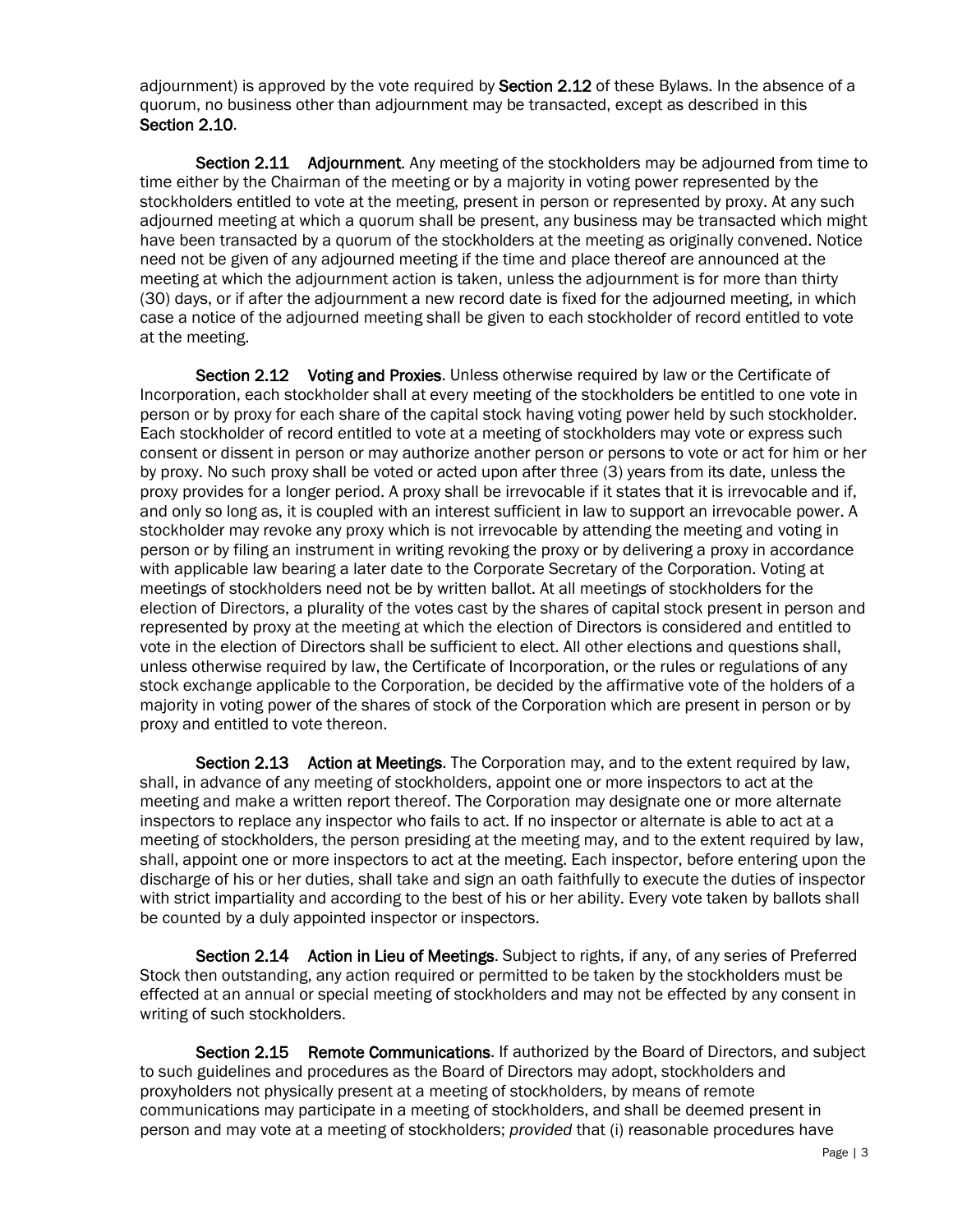adjournment) is approved by the vote required by **Section 2.12** of these Bylaws. In the absence of a quorum, no business other than adjournment may be transacted, except as described in this **Section 2.10**.

**Section 2.11 Adjournment**. Any meeting of the stockholders may be adjourned from time to time either by the Chairman of the meeting or by a majority in voting power represented by the stockholders entitled to vote at the meeting, present in person or represented by proxy. At any such adjourned meeting at which a quorum shall be present, any business may be transacted which might have been transacted by a quorum of the stockholders at the meeting as originally convened. Notice need not be given of any adjourned meeting if the time and place thereof are announced at the meeting at which the adjournment action is taken, unless the adjournment is for more than thirty (30) days, or if after the adjournment a new record date is fixed for the adjourned meeting, in which case a notice of the adjourned meeting shall be given to each stockholder of record entitled to vote at the meeting.

**Section 2.12 Voting and Proxies**. Unless otherwise required by law or the Certificate of Incorporation, each stockholder shall at every meeting of the stockholders be entitled to one vote in person or by proxy for each share of the capital stock having voting power held by such stockholder. Each stockholder of record entitled to vote at a meeting of stockholders may vote or express such consent or dissent in person or may authorize another person or persons to vote or act for him or her by proxy. No such proxy shall be voted or acted upon after three (3) years from its date, unless the proxy provides for a longer period. A proxy shall be irrevocable if it states that it is irrevocable and if, and only so long as, it is coupled with an interest sufficient in law to support an irrevocable power. A stockholder may revoke any proxy which is not irrevocable by attending the meeting and voting in person or by filing an instrument in writing revoking the proxy or by delivering a proxy in accordance with applicable law bearing a later date to the Corporate Secretary of the Corporation. Voting at meetings of stockholders need not be by written ballot. At all meetings of stockholders for the election of Directors, a plurality of the votes cast by the shares of capital stock present in person and represented by proxy at the meeting at which the election of Directors is considered and entitled to vote in the election of Directors shall be sufficient to elect. All other elections and questions shall, unless otherwise required by law, the Certificate of Incorporation, or the rules or regulations of any stock exchange applicable to the Corporation, be decided by the affirmative vote of the holders of a majority in voting power of the shares of stock of the Corporation which are present in person or by proxy and entitled to vote thereon.

**Section 2.13 Action at Meetings**. The Corporation may, and to the extent required by law, shall, in advance of any meeting of stockholders, appoint one or more inspectors to act at the meeting and make a written report thereof. The Corporation may designate one or more alternate inspectors to replace any inspector who fails to act. If no inspector or alternate is able to act at a meeting of stockholders, the person presiding at the meeting may, and to the extent required by law, shall, appoint one or more inspectors to act at the meeting. Each inspector, before entering upon the discharge of his or her duties, shall take and sign an oath faithfully to execute the duties of inspector with strict impartiality and according to the best of his or her ability. Every vote taken by ballots shall be counted by a duly appointed inspector or inspectors.

**Section 2.14 Action in Lieu of Meetings**. Subject to rights, if any, of any series of Preferred Stock then outstanding, any action required or permitted to be taken by the stockholders must be effected at an annual or special meeting of stockholders and may not be effected by any consent in writing of such stockholders.

**Section 2.15 Remote Communications**. If authorized by the Board of Directors, and subject to such guidelines and procedures as the Board of Directors may adopt, stockholders and proxyholders not physically present at a meeting of stockholders, by means of remote communications may participate in a meeting of stockholders, and shall be deemed present in person and may vote at a meeting of stockholders; *provided* that (i) reasonable procedures have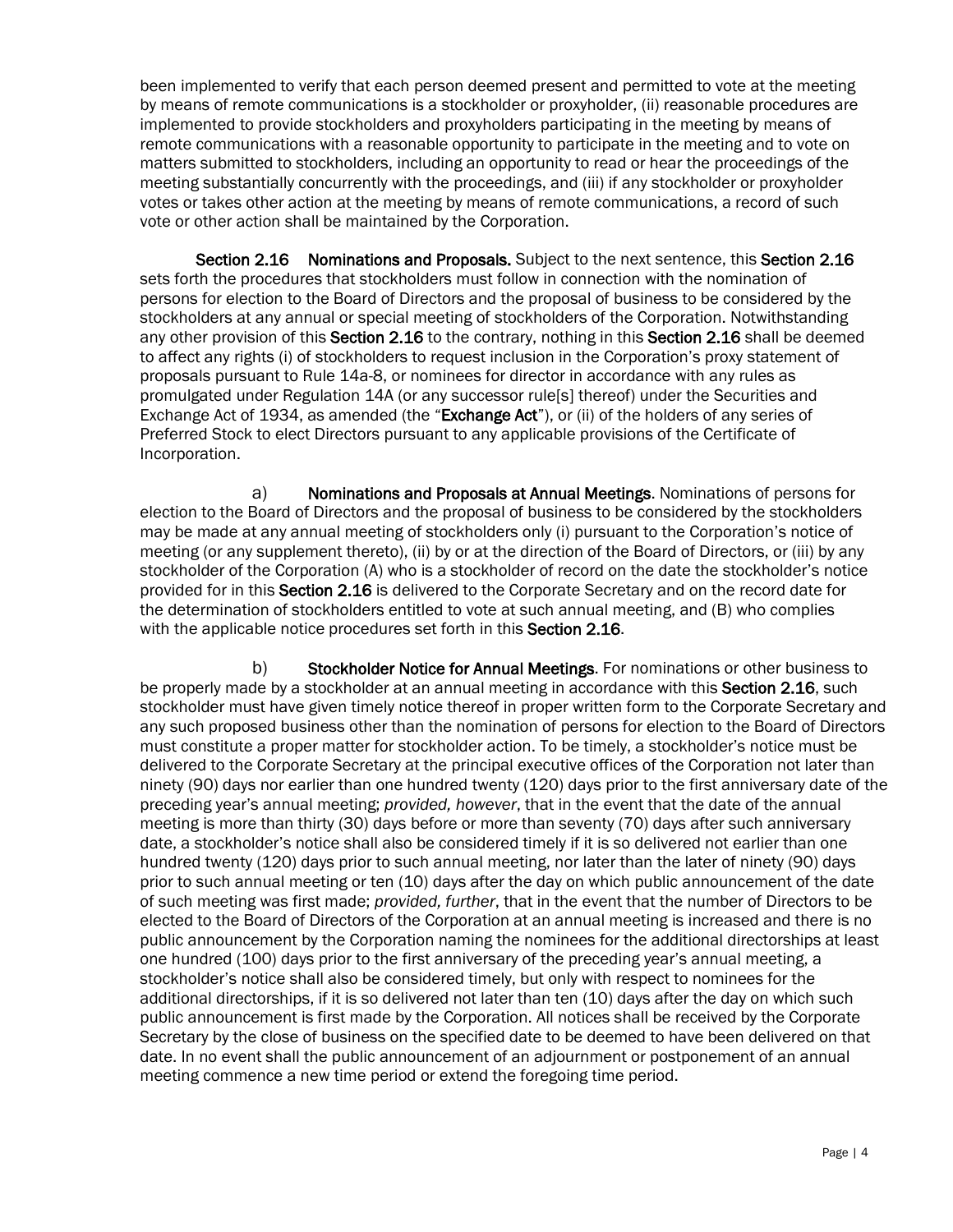been implemented to verify that each person deemed present and permitted to vote at the meeting by means of remote communications is a stockholder or proxyholder, (ii) reasonable procedures are implemented to provide stockholders and proxyholders participating in the meeting by means of remote communications with a reasonable opportunity to participate in the meeting and to vote on matters submitted to stockholders, including an opportunity to read or hear the proceedings of the meeting substantially concurrently with the proceedings, and (iii) if any stockholder or proxyholder votes or takes other action at the meeting by means of remote communications, a record of such vote or other action shall be maintained by the Corporation.

**Section 2.16 Nominations and Proposals.** Subject to the next sentence, this **Section 2.16** sets forth the procedures that stockholders must follow in connection with the nomination of persons for election to the Board of Directors and the proposal of business to be considered by the stockholders at any annual or special meeting of stockholders of the Corporation. Notwithstanding any other provision of this **Section 2.16** to the contrary, nothing in this **Section 2.16** shall be deemed to affect any rights (i) of stockholders to request inclusion in the Corporation's proxy statement of proposals pursuant to Rule 14a-8, or nominees for director in accordance with any rules as promulgated under Regulation 14A (or any successor rule[s] thereof) under the Securities and Exchange Act of 1934, as amended (the "**Exchange Act**"), or (ii) of the holders of any series of Preferred Stock to elect Directors pursuant to any applicable provisions of the Certificate of Incorporation.

a) **Nominations and Proposals at Annual Meetings**. Nominations of persons for election to the Board of Directors and the proposal of business to be considered by the stockholders may be made at any annual meeting of stockholders only (i) pursuant to the Corporation's notice of meeting (or any supplement thereto), (ii) by or at the direction of the Board of Directors, or (iii) by any stockholder of the Corporation (A) who is a stockholder of record on the date the stockholder's notice provided for in this **Section 2.16** is delivered to the Corporate Secretary and on the record date for the determination of stockholders entitled to vote at such annual meeting, and (B) who complies with the applicable notice procedures set forth in this **Section 2.16**.

b) **Stockholder Notice for Annual Meetings**. For nominations or other business to be properly made by a stockholder at an annual meeting in accordance with this **Section 2.16**, such stockholder must have given timely notice thereof in proper written form to the Corporate Secretary and any such proposed business other than the nomination of persons for election to the Board of Directors must constitute a proper matter for stockholder action. To be timely, a stockholder's notice must be delivered to the Corporate Secretary at the principal executive offices of the Corporation not later than ninety (90) days nor earlier than one hundred twenty (120) days prior to the first anniversary date of the preceding year's annual meeting; *provided, however*, that in the event that the date of the annual meeting is more than thirty (30) days before or more than seventy (70) days after such anniversary date, a stockholder's notice shall also be considered timely if it is so delivered not earlier than one hundred twenty (120) days prior to such annual meeting, nor later than the later of ninety (90) days prior to such annual meeting or ten (10) days after the day on which public announcement of the date of such meeting was first made; *provided, further*, that in the event that the number of Directors to be elected to the Board of Directors of the Corporation at an annual meeting is increased and there is no public announcement by the Corporation naming the nominees for the additional directorships at least one hundred (100) days prior to the first anniversary of the preceding year's annual meeting, a stockholder's notice shall also be considered timely, but only with respect to nominees for the additional directorships, if it is so delivered not later than ten (10) days after the day on which such public announcement is first made by the Corporation. All notices shall be received by the Corporate Secretary by the close of business on the specified date to be deemed to have been delivered on that date. In no event shall the public announcement of an adjournment or postponement of an annual meeting commence a new time period or extend the foregoing time period.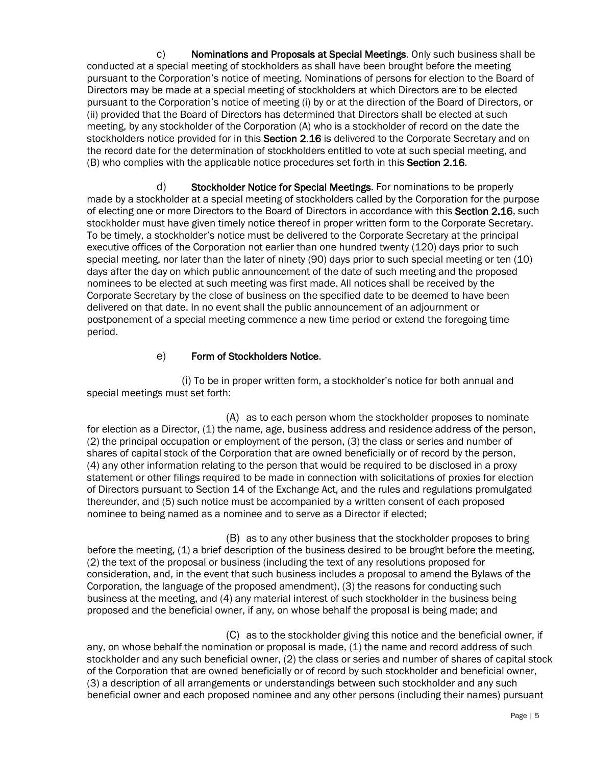c) **Nominations and Proposals at Special Meetings**. Only such business shall be conducted at a special meeting of stockholders as shall have been brought before the meeting pursuant to the Corporation's notice of meeting. Nominations of persons for election to the Board of Directors may be made at a special meeting of stockholders at which Directors are to be elected pursuant to the Corporation's notice of meeting (i) by or at the direction of the Board of Directors, or (ii) provided that the Board of Directors has determined that Directors shall be elected at such meeting, by any stockholder of the Corporation (A) who is a stockholder of record on the date the stockholders notice provided for in this **Section 2.16** is delivered to the Corporate Secretary and on the record date for the determination of stockholders entitled to vote at such special meeting, and (B) who complies with the applicable notice procedures set forth in this **Section 2.16**.

d) **Stockholder Notice for Special Meetings**. For nominations to be properly made by a stockholder at a special meeting of stockholders called by the Corporation for the purpose of electing one or more Directors to the Board of Directors in accordance with this **Section 2.16**, such stockholder must have given timely notice thereof in proper written form to the Corporate Secretary. To be timely, a stockholder's notice must be delivered to the Corporate Secretary at the principal executive offices of the Corporation not earlier than one hundred twenty (120) days prior to such special meeting, nor later than the later of ninety (90) days prior to such special meeting or ten (10) days after the day on which public announcement of the date of such meeting and the proposed nominees to be elected at such meeting was first made. All notices shall be received by the Corporate Secretary by the close of business on the specified date to be deemed to have been delivered on that date. In no event shall the public announcement of an adjournment or postponement of a special meeting commence a new time period or extend the foregoing time period.

e) **Form of Stockholders Notice**.

(i) To be in proper written form, a stockholder's notice for both annual and special meetings must set forth:

(A) as to each person whom the stockholder proposes to nominate for election as a Director, (1) the name, age, business address and residence address of the person, (2) the principal occupation or employment of the person, (3) the class or series and number of shares of capital stock of the Corporation that are owned beneficially or of record by the person, (4) any other information relating to the person that would be required to be disclosed in a proxy statement or other filings required to be made in connection with solicitations of proxies for election of Directors pursuant to Section 14 of the Exchange Act, and the rules and regulations promulgated thereunder, and (5) such notice must be accompanied by a written consent of each proposed nominee to being named as a nominee and to serve as a Director if elected;

(B) as to any other business that the stockholder proposes to bring before the meeting, (1) a brief description of the business desired to be brought before the meeting, (2) the text of the proposal or business (including the text of any resolutions proposed for consideration, and, in the event that such business includes a proposal to amend the Bylaws of the Corporation, the language of the proposed amendment), (3) the reasons for conducting such business at the meeting, and (4) any material interest of such stockholder in the business being proposed and the beneficial owner, if any, on whose behalf the proposal is being made; and

(C) as to the stockholder giving this notice and the beneficial owner, if any, on whose behalf the nomination or proposal is made, (1) the name and record address of such stockholder and any such beneficial owner, (2) the class or series and number of shares of capital stock of the Corporation that are owned beneficially or of record by such stockholder and beneficial owner, (3) a description of all arrangements or understandings between such stockholder and any such beneficial owner and each proposed nominee and any other persons (including their names) pursuant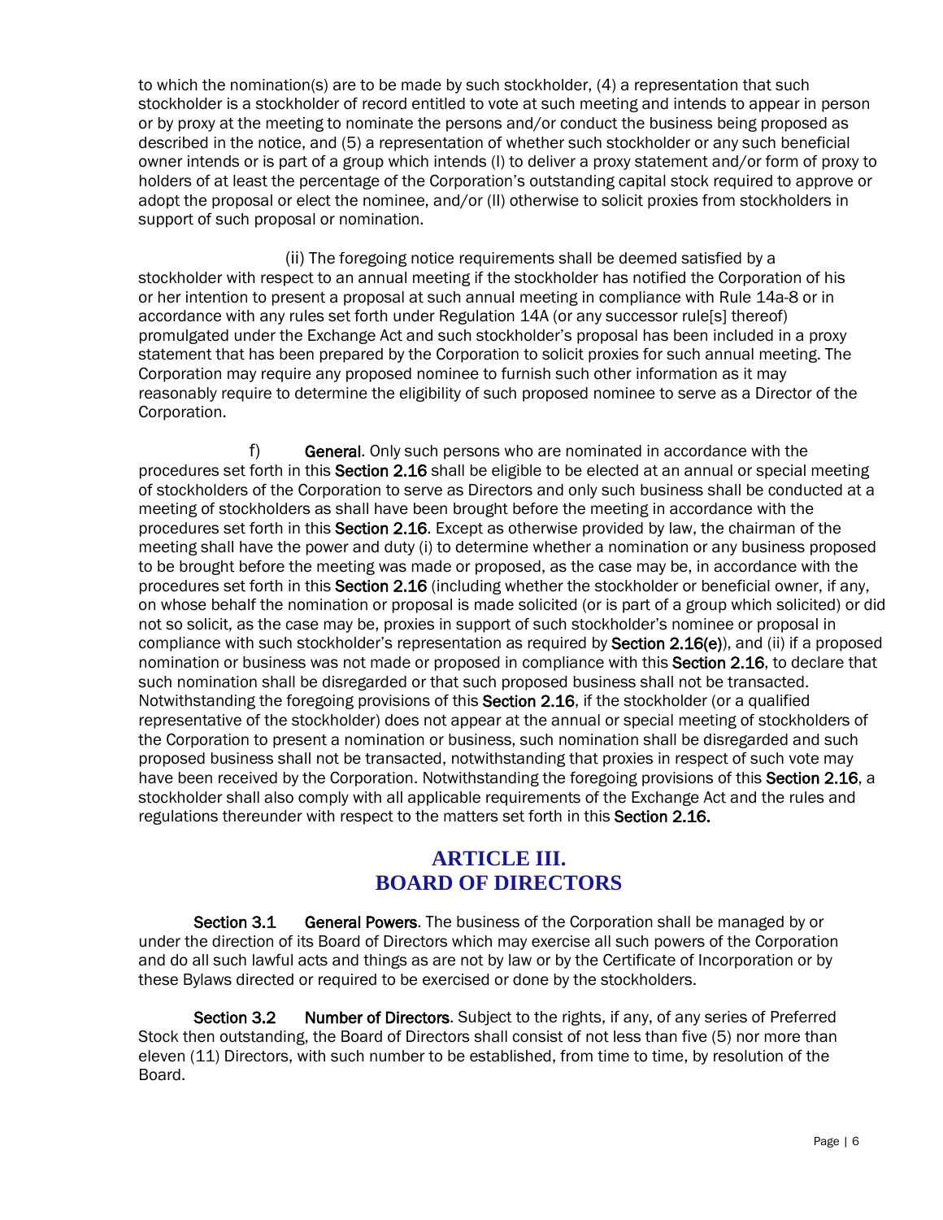to which the nomination(s) are to be made by such stockholder, (4) a representation that such stockholder is a stockholder of record entitled to vote at such meeting and intends to appear in person or by proxy at the meeting to nominate the persons and/or conduct the business being proposed as described in the notice, and (5) a representation of whether such stockholder or any such beneficial owner intends or is part of a group which intends (I) to deliver a proxy statement and/or form of proxy to holders of at least the percentage of the Corporation's outstanding capital stock required to approve or adopt the proposal or elect the nominee, and/or (II) otherwise to solicit proxies from stockholders in support of such proposal or nomination.

(ii) The foregoing notice requirements shall be deemed satisfied by a stockholder with respect to an annual meeting if the stockholder has notified the Corporation of his or her intention to present a proposal at such annual meeting in compliance with Rule 14a-8 or in accordance with any rules set forth under Regulation 14A (or any successor rule[s] thereof) promulgated under the Exchange Act and such stockholder's proposal has been included in a proxy statement that has been prepared by the Corporation to solicit proxies for such annual meeting. The Corporation may require any proposed nominee to furnish such other information as it may reasonably require to determine the eligibility of such proposed nominee to serve as a Director of the Corporation.

f) **General**. Only such persons who are nominated in accordance with the procedures set forth in this **Section 2.16** shall be eligible to be elected at an annual or special meeting of stockholders of the Corporation to serve as Directors and only such business shall be conducted at a meeting of stockholders as shall have been brought before the meeting in accordance with the procedures set forth in this **Section 2.16**. Except as otherwise provided by law, the chairman of the meeting shall have the power and duty (i) to determine whether a nomination or any business proposed to be brought before the meeting was made or proposed, as the case may be, in accordance with the procedures set forth in this **Section 2.16** (including whether the stockholder or beneficial owner, if any, on whose behalf the nomination or proposal is made solicited (or is part of a group which solicited) or did not so solicit, as the case may be, proxies in support of such stockholder's nominee or proposal in compliance with such stockholder's representation as required by **Section 2.16(e)**), and (ii) if a proposed nomination or business was not made or proposed in compliance with this **Section 2.16**, to declare that such nomination shall be disregarded or that such proposed business shall not be transacted. Notwithstanding the foregoing provisions of this **Section 2.16**, if the stockholder (or a qualified representative of the stockholder) does not appear at the annual or special meeting of stockholders of the Corporation to present a nomination or business, such nomination shall be disregarded and such proposed business shall not be transacted, notwithstanding that proxies in respect of such vote may have been received by the Corporation. Notwithstanding the foregoing provisions of this **Section 2.16**, a stockholder shall also comply with all applicable requirements of the Exchange Act and the rules and regulations thereunder with respect to the matters set forth in this **Section 2.16.**

## ARTICLE III.
## BOARD OF DIRECTORS

**Section 3.1 General Powers**. The business of the Corporation shall be managed by or under the direction of its Board of Directors which may exercise all such powers of the Corporation and do all such lawful acts and things as are not by law or by the Certificate of Incorporation or by these Bylaws directed or required to be exercised or done by the stockholders.

**Section 3.2 Number of Directors**. Subject to the rights, if any, of any series of Preferred Stock then outstanding, the Board of Directors shall consist of not less than five (5) nor more than eleven (11) Directors, with such number to be established, from time to time, by resolution of the Board.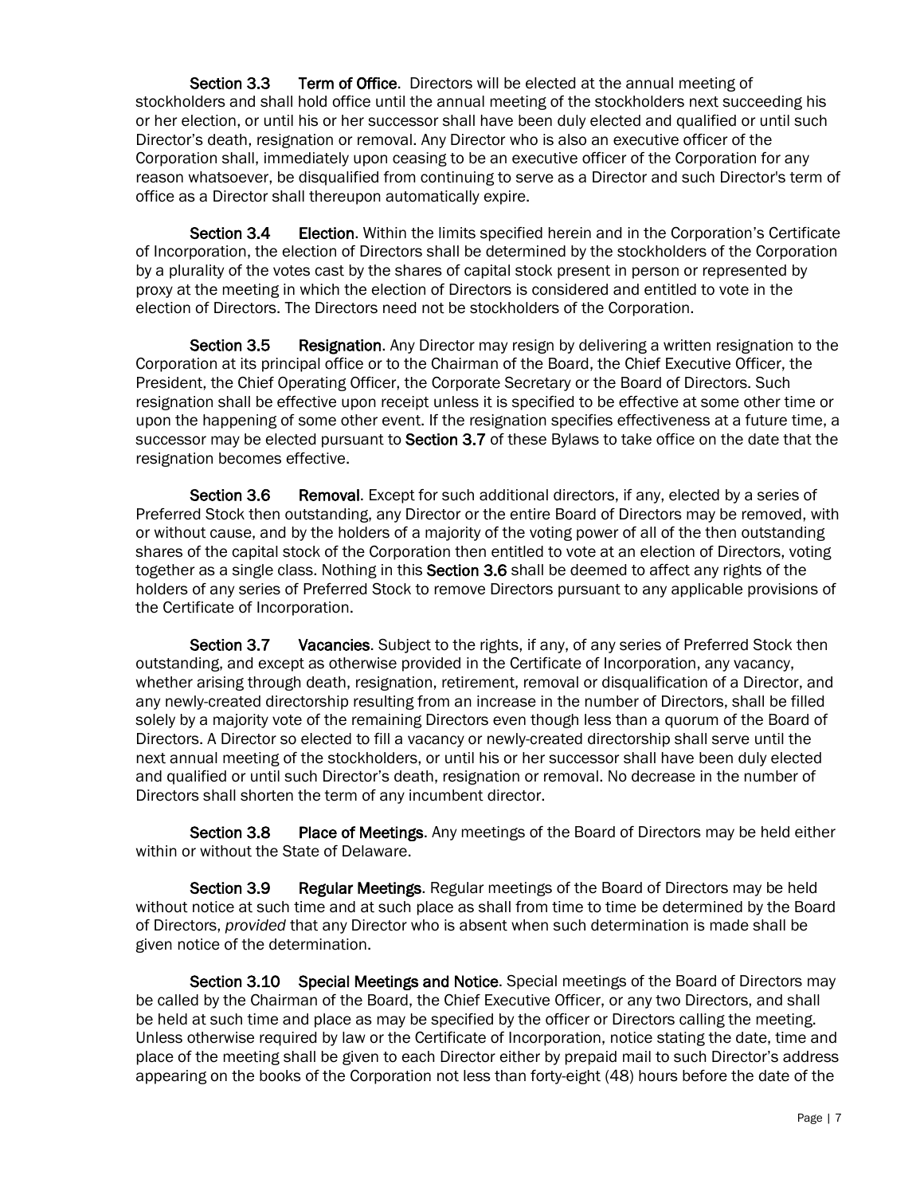**Section 3.3 Term of Office.** Directors will be elected at the annual meeting of stockholders and shall hold office until the annual meeting of the stockholders next succeeding his or her election, or until his or her successor shall have been duly elected and qualified or until such Director's death, resignation or removal. Any Director who is also an executive officer of the Corporation shall, immediately upon ceasing to be an executive officer of the Corporation for any reason whatsoever, be disqualified from continuing to serve as a Director and such Director's term of office as a Director shall thereupon automatically expire.

**Section 3.4 Election**. Within the limits specified herein and in the Corporation's Certificate of Incorporation, the election of Directors shall be determined by the stockholders of the Corporation by a plurality of the votes cast by the shares of capital stock present in person or represented by proxy at the meeting in which the election of Directors is considered and entitled to vote in the election of Directors. The Directors need not be stockholders of the Corporation.

**Section 3.5 Resignation**. Any Director may resign by delivering a written resignation to the Corporation at its principal office or to the Chairman of the Board, the Chief Executive Officer, the President, the Chief Operating Officer, the Corporate Secretary or the Board of Directors. Such resignation shall be effective upon receipt unless it is specified to be effective at some other time or upon the happening of some other event. If the resignation specifies effectiveness at a future time, a successor may be elected pursuant to **Section 3.7** of these Bylaws to take office on the date that the resignation becomes effective.

**Section 3.6 Removal**. Except for such additional directors, if any, elected by a series of Preferred Stock then outstanding, any Director or the entire Board of Directors may be removed, with or without cause, and by the holders of a majority of the voting power of all of the then outstanding shares of the capital stock of the Corporation then entitled to vote at an election of Directors, voting together as a single class. Nothing in this **Section 3.6** shall be deemed to affect any rights of the holders of any series of Preferred Stock to remove Directors pursuant to any applicable provisions of the Certificate of Incorporation.

**Section 3.7 Vacancies**. Subject to the rights, if any, of any series of Preferred Stock then outstanding, and except as otherwise provided in the Certificate of Incorporation, any vacancy, whether arising through death, resignation, retirement, removal or disqualification of a Director, and any newly-created directorship resulting from an increase in the number of Directors, shall be filled solely by a majority vote of the remaining Directors even though less than a quorum of the Board of Directors. A Director so elected to fill a vacancy or newly-created directorship shall serve until the next annual meeting of the stockholders, or until his or her successor shall have been duly elected and qualified or until such Director's death, resignation or removal. No decrease in the number of Directors shall shorten the term of any incumbent director.

**Section 3.8 Place of Meetings**. Any meetings of the Board of Directors may be held either within or without the State of Delaware.

**Section 3.9 Regular Meetings**. Regular meetings of the Board of Directors may be held without notice at such time and at such place as shall from time to time be determined by the Board of Directors, *provided* that any Director who is absent when such determination is made shall be given notice of the determination.

**Section 3.10 Special Meetings and Notice**. Special meetings of the Board of Directors may be called by the Chairman of the Board, the Chief Executive Officer, or any two Directors, and shall be held at such time and place as may be specified by the officer or Directors calling the meeting. Unless otherwise required by law or the Certificate of Incorporation, notice stating the date, time and place of the meeting shall be given to each Director either by prepaid mail to such Director's address appearing on the books of the Corporation not less than forty-eight (48) hours before the date of the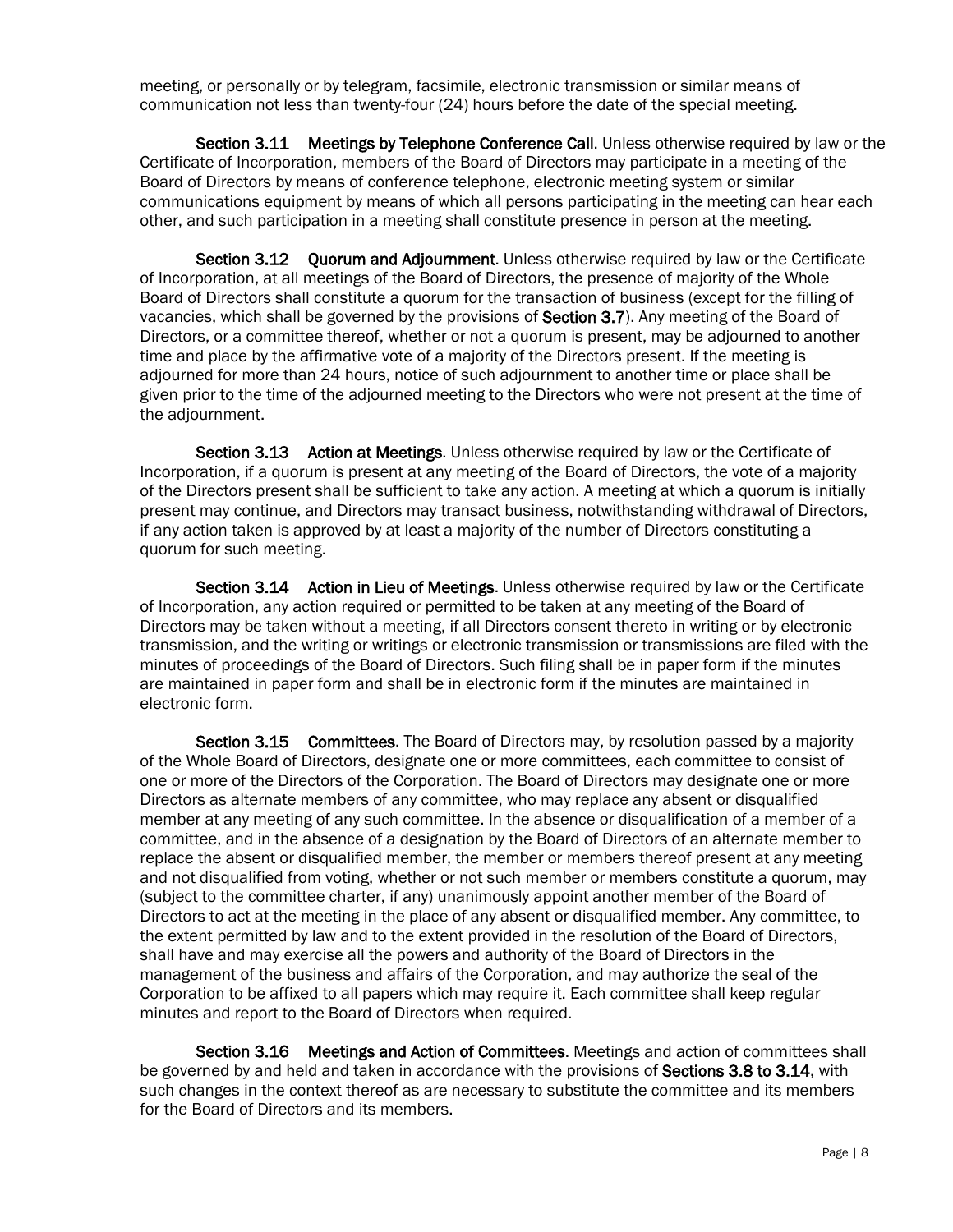meeting, or personally or by telegram, facsimile, electronic transmission or similar means of communication not less than twenty-four (24) hours before the date of the special meeting.

**Section 3.11 Meetings by Telephone Conference Call**. Unless otherwise required by law or the Certificate of Incorporation, members of the Board of Directors may participate in a meeting of the Board of Directors by means of conference telephone, electronic meeting system or similar communications equipment by means of which all persons participating in the meeting can hear each other, and such participation in a meeting shall constitute presence in person at the meeting.

**Section 3.12 Quorum and Adjournment**. Unless otherwise required by law or the Certificate of Incorporation, at all meetings of the Board of Directors, the presence of majority of the Whole Board of Directors shall constitute a quorum for the transaction of business (except for the filling of vacancies, which shall be governed by the provisions of **Section 3.7**). Any meeting of the Board of Directors, or a committee thereof, whether or not a quorum is present, may be adjourned to another time and place by the affirmative vote of a majority of the Directors present. If the meeting is adjourned for more than 24 hours, notice of such adjournment to another time or place shall be given prior to the time of the adjourned meeting to the Directors who were not present at the time of the adjournment.

**Section 3.13 Action at Meetings**. Unless otherwise required by law or the Certificate of Incorporation, if a quorum is present at any meeting of the Board of Directors, the vote of a majority of the Directors present shall be sufficient to take any action. A meeting at which a quorum is initially present may continue, and Directors may transact business, notwithstanding withdrawal of Directors, if any action taken is approved by at least a majority of the number of Directors constituting a quorum for such meeting.

**Section 3.14 Action in Lieu of Meetings**. Unless otherwise required by law or the Certificate of Incorporation, any action required or permitted to be taken at any meeting of the Board of Directors may be taken without a meeting, if all Directors consent thereto in writing or by electronic transmission, and the writing or writings or electronic transmission or transmissions are filed with the minutes of proceedings of the Board of Directors. Such filing shall be in paper form if the minutes are maintained in paper form and shall be in electronic form if the minutes are maintained in electronic form.

**Section 3.15 Committees**. The Board of Directors may, by resolution passed by a majority of the Whole Board of Directors, designate one or more committees, each committee to consist of one or more of the Directors of the Corporation. The Board of Directors may designate one or more Directors as alternate members of any committee, who may replace any absent or disqualified member at any meeting of any such committee. In the absence or disqualification of a member of a committee, and in the absence of a designation by the Board of Directors of an alternate member to replace the absent or disqualified member, the member or members thereof present at any meeting and not disqualified from voting, whether or not such member or members constitute a quorum, may (subject to the committee charter, if any) unanimously appoint another member of the Board of Directors to act at the meeting in the place of any absent or disqualified member. Any committee, to the extent permitted by law and to the extent provided in the resolution of the Board of Directors, shall have and may exercise all the powers and authority of the Board of Directors in the management of the business and affairs of the Corporation, and may authorize the seal of the Corporation to be affixed to all papers which may require it. Each committee shall keep regular minutes and report to the Board of Directors when required.

**Section 3.16 Meetings and Action of Committees**. Meetings and action of committees shall be governed by and held and taken in accordance with the provisions of **Sections 3.8 to 3.14**, with such changes in the context thereof as are necessary to substitute the committee and its members for the Board of Directors and its members.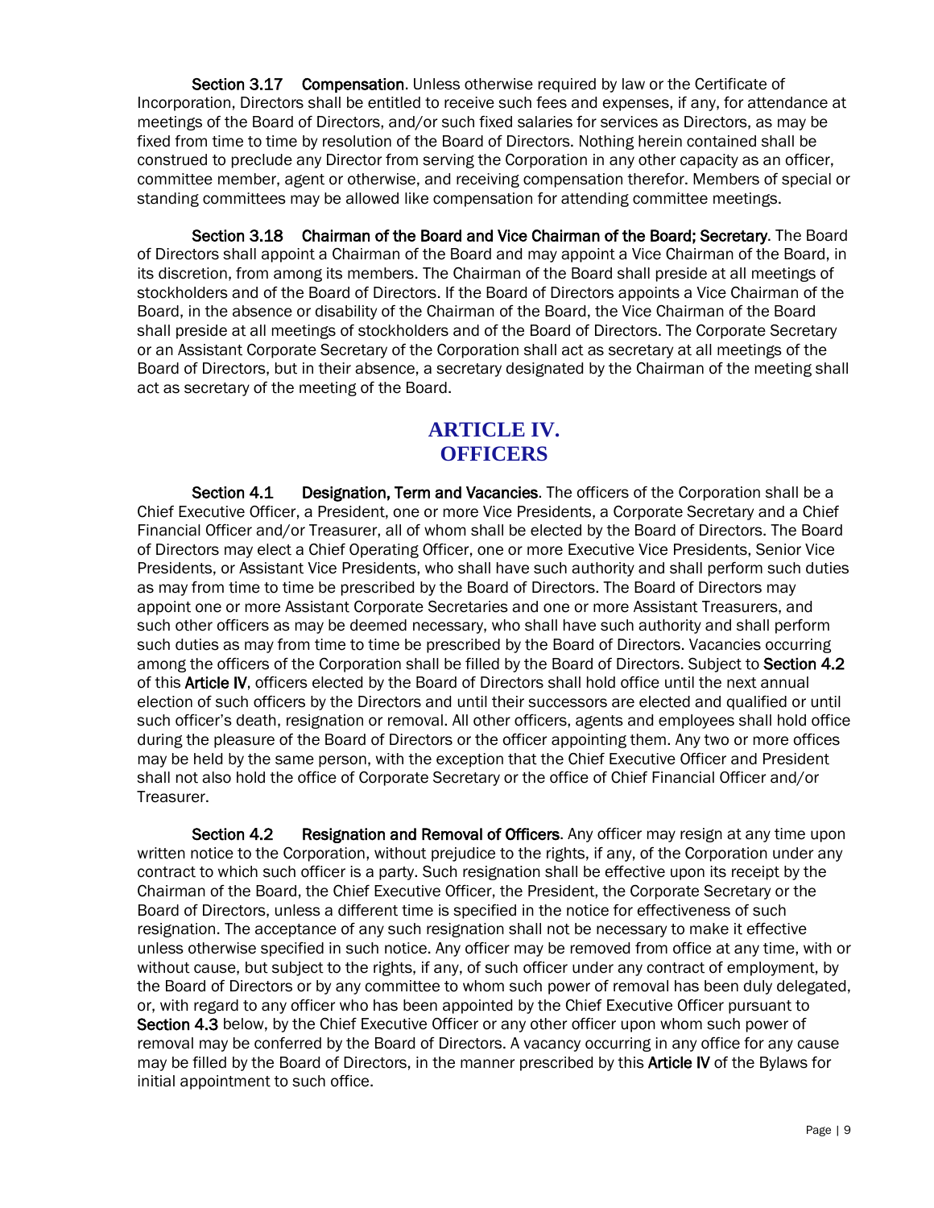**Section 3.17 Compensation**. Unless otherwise required by law or the Certificate of Incorporation, Directors shall be entitled to receive such fees and expenses, if any, for attendance at meetings of the Board of Directors, and/or such fixed salaries for services as Directors, as may be fixed from time to time by resolution of the Board of Directors. Nothing herein contained shall be construed to preclude any Director from serving the Corporation in any other capacity as an officer, committee member, agent or otherwise, and receiving compensation therefor. Members of special or standing committees may be allowed like compensation for attending committee meetings.

**Section 3.18 Chairman of the Board and Vice Chairman of the Board; Secretary**. The Board of Directors shall appoint a Chairman of the Board and may appoint a Vice Chairman of the Board, in its discretion, from among its members. The Chairman of the Board shall preside at all meetings of stockholders and of the Board of Directors. If the Board of Directors appoints a Vice Chairman of the Board, in the absence or disability of the Chairman of the Board, the Vice Chairman of the Board shall preside at all meetings of stockholders and of the Board of Directors. The Corporate Secretary or an Assistant Corporate Secretary of the Corporation shall act as secretary at all meetings of the Board of Directors, but in their absence, a secretary designated by the Chairman of the meeting shall act as secretary of the meeting of the Board.

## ARTICLE IV. OFFICERS

**Section 4.1 Designation, Term and Vacancies**. The officers of the Corporation shall be a Chief Executive Officer, a President, one or more Vice Presidents, a Corporate Secretary and a Chief Financial Officer and/or Treasurer, all of whom shall be elected by the Board of Directors. The Board of Directors may elect a Chief Operating Officer, one or more Executive Vice Presidents, Senior Vice Presidents, or Assistant Vice Presidents, who shall have such authority and shall perform such duties as may from time to time be prescribed by the Board of Directors. The Board of Directors may appoint one or more Assistant Corporate Secretaries and one or more Assistant Treasurers, and such other officers as may be deemed necessary, who shall have such authority and shall perform such duties as may from time to time be prescribed by the Board of Directors. Vacancies occurring among the officers of the Corporation shall be filled by the Board of Directors. Subject to **Section 4.2** of this **Article IV**, officers elected by the Board of Directors shall hold office until the next annual election of such officers by the Directors and until their successors are elected and qualified or until such officer's death, resignation or removal. All other officers, agents and employees shall hold office during the pleasure of the Board of Directors or the officer appointing them. Any two or more offices may be held by the same person, with the exception that the Chief Executive Officer and President shall not also hold the office of Corporate Secretary or the office of Chief Financial Officer and/or Treasurer.

**Section 4.2 Resignation and Removal of Officers**. Any officer may resign at any time upon written notice to the Corporation, without prejudice to the rights, if any, of the Corporation under any contract to which such officer is a party. Such resignation shall be effective upon its receipt by the Chairman of the Board, the Chief Executive Officer, the President, the Corporate Secretary or the Board of Directors, unless a different time is specified in the notice for effectiveness of such resignation. The acceptance of any such resignation shall not be necessary to make it effective unless otherwise specified in such notice. Any officer may be removed from office at any time, with or without cause, but subject to the rights, if any, of such officer under any contract of employment, by the Board of Directors or by any committee to whom such power of removal has been duly delegated, or, with regard to any officer who has been appointed by the Chief Executive Officer pursuant to **Section 4.3** below, by the Chief Executive Officer or any other officer upon whom such power of removal may be conferred by the Board of Directors. A vacancy occurring in any office for any cause may be filled by the Board of Directors, in the manner prescribed by this **Article IV** of the Bylaws for initial appointment to such office.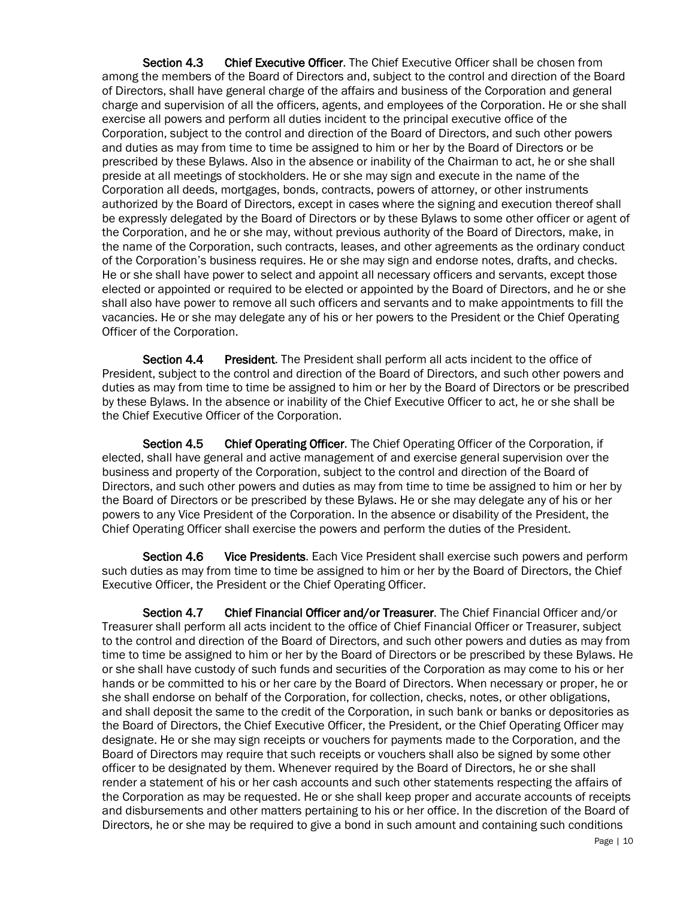**Section 4.3 Chief Executive Officer**. The Chief Executive Officer shall be chosen from among the members of the Board of Directors and, subject to the control and direction of the Board of Directors, shall have general charge of the affairs and business of the Corporation and general charge and supervision of all the officers, agents, and employees of the Corporation. He or she shall exercise all powers and perform all duties incident to the principal executive office of the Corporation, subject to the control and direction of the Board of Directors, and such other powers and duties as may from time to time be assigned to him or her by the Board of Directors or be prescribed by these Bylaws. Also in the absence or inability of the Chairman to act, he or she shall preside at all meetings of stockholders. He or she may sign and execute in the name of the Corporation all deeds, mortgages, bonds, contracts, powers of attorney, or other instruments authorized by the Board of Directors, except in cases where the signing and execution thereof shall be expressly delegated by the Board of Directors or by these Bylaws to some other officer or agent of the Corporation, and he or she may, without previous authority of the Board of Directors, make, in the name of the Corporation, such contracts, leases, and other agreements as the ordinary conduct of the Corporation's business requires. He or she may sign and endorse notes, drafts, and checks. He or she shall have power to select and appoint all necessary officers and servants, except those elected or appointed or required to be elected or appointed by the Board of Directors, and he or she shall also have power to remove all such officers and servants and to make appointments to fill the vacancies. He or she may delegate any of his or her powers to the President or the Chief Operating Officer of the Corporation.

**Section 4.4 President**. The President shall perform all acts incident to the office of President, subject to the control and direction of the Board of Directors, and such other powers and duties as may from time to time be assigned to him or her by the Board of Directors or be prescribed by these Bylaws. In the absence or inability of the Chief Executive Officer to act, he or she shall be the Chief Executive Officer of the Corporation.

**Section 4.5 Chief Operating Officer**. The Chief Operating Officer of the Corporation, if elected, shall have general and active management of and exercise general supervision over the business and property of the Corporation, subject to the control and direction of the Board of Directors, and such other powers and duties as may from time to time be assigned to him or her by the Board of Directors or be prescribed by these Bylaws. He or she may delegate any of his or her powers to any Vice President of the Corporation. In the absence or disability of the President, the Chief Operating Officer shall exercise the powers and perform the duties of the President.

**Section 4.6 Vice Presidents**. Each Vice President shall exercise such powers and perform such duties as may from time to time be assigned to him or her by the Board of Directors, the Chief Executive Officer, the President or the Chief Operating Officer.

**Section 4.7 Chief Financial Officer and/or Treasurer**. The Chief Financial Officer and/or Treasurer shall perform all acts incident to the office of Chief Financial Officer or Treasurer, subject to the control and direction of the Board of Directors, and such other powers and duties as may from time to time be assigned to him or her by the Board of Directors or be prescribed by these Bylaws. He or she shall have custody of such funds and securities of the Corporation as may come to his or her hands or be committed to his or her care by the Board of Directors. When necessary or proper, he or she shall endorse on behalf of the Corporation, for collection, checks, notes, or other obligations, and shall deposit the same to the credit of the Corporation, in such bank or banks or depositories as the Board of Directors, the Chief Executive Officer, the President, or the Chief Operating Officer may designate. He or she may sign receipts or vouchers for payments made to the Corporation, and the Board of Directors may require that such receipts or vouchers shall also be signed by some other officer to be designated by them. Whenever required by the Board of Directors, he or she shall render a statement of his or her cash accounts and such other statements respecting the affairs of the Corporation as may be requested. He or she shall keep proper and accurate accounts of receipts and disbursements and other matters pertaining to his or her office. In the discretion of the Board of Directors, he or she may be required to give a bond in such amount and containing such conditions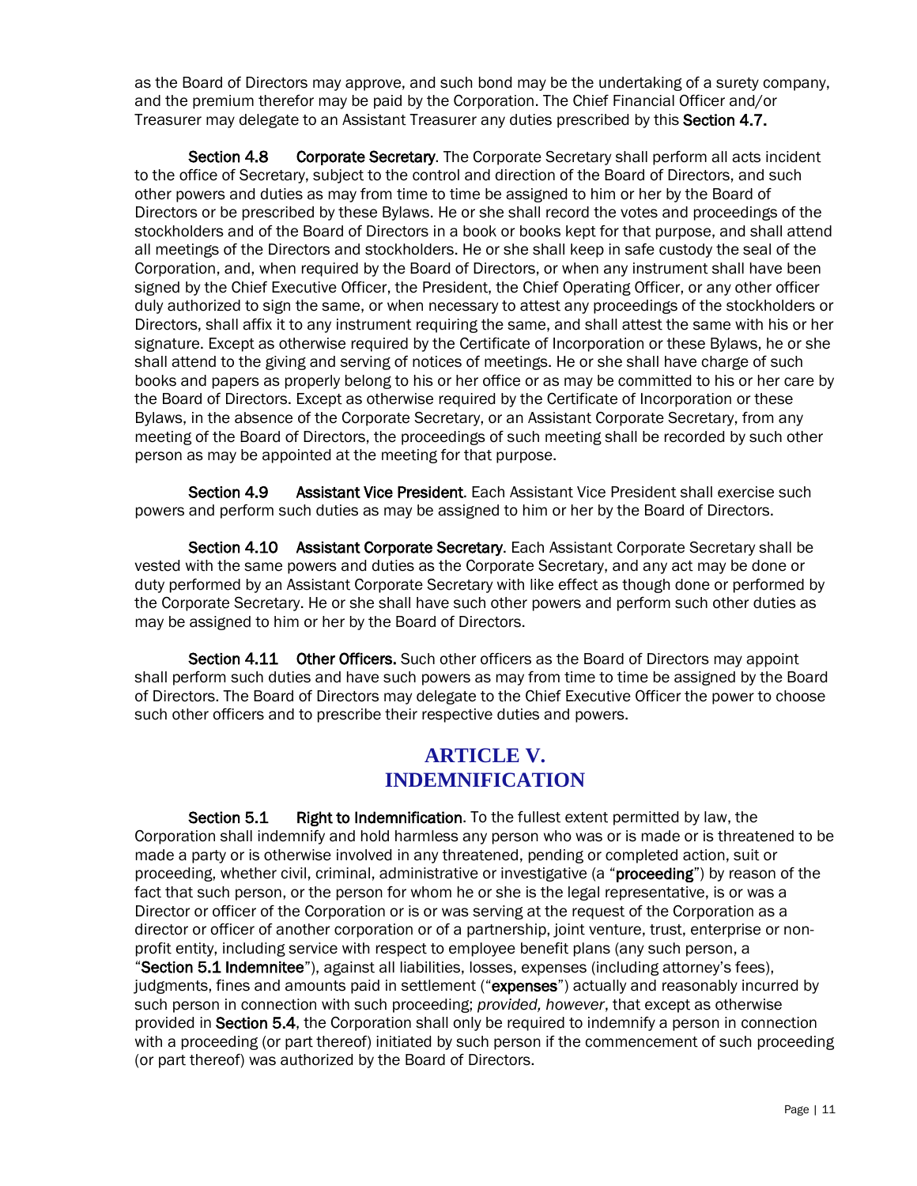as the Board of Directors may approve, and such bond may be the undertaking of a surety company, and the premium therefor may be paid by the Corporation. The Chief Financial Officer and/or Treasurer may delegate to an Assistant Treasurer any duties prescribed by this **Section 4.7.**

**Section 4.8 Corporate Secretary**. The Corporate Secretary shall perform all acts incident to the office of Secretary, subject to the control and direction of the Board of Directors, and such other powers and duties as may from time to time be assigned to him or her by the Board of Directors or be prescribed by these Bylaws. He or she shall record the votes and proceedings of the stockholders and of the Board of Directors in a book or books kept for that purpose, and shall attend all meetings of the Directors and stockholders. He or she shall keep in safe custody the seal of the Corporation, and, when required by the Board of Directors, or when any instrument shall have been signed by the Chief Executive Officer, the President, the Chief Operating Officer, or any other officer duly authorized to sign the same, or when necessary to attest any proceedings of the stockholders or Directors, shall affix it to any instrument requiring the same, and shall attest the same with his or her signature. Except as otherwise required by the Certificate of Incorporation or these Bylaws, he or she shall attend to the giving and serving of notices of meetings. He or she shall have charge of such books and papers as properly belong to his or her office or as may be committed to his or her care by the Board of Directors. Except as otherwise required by the Certificate of Incorporation or these Bylaws, in the absence of the Corporate Secretary, or an Assistant Corporate Secretary, from any meeting of the Board of Directors, the proceedings of such meeting shall be recorded by such other person as may be appointed at the meeting for that purpose.

**Section 4.9 Assistant Vice President**. Each Assistant Vice President shall exercise such powers and perform such duties as may be assigned to him or her by the Board of Directors.

**Section 4.10 Assistant Corporate Secretary**. Each Assistant Corporate Secretary shall be vested with the same powers and duties as the Corporate Secretary, and any act may be done or duty performed by an Assistant Corporate Secretary with like effect as though done or performed by the Corporate Secretary. He or she shall have such other powers and perform such other duties as may be assigned to him or her by the Board of Directors.

**Section 4.11 Other Officers.** Such other officers as the Board of Directors may appoint shall perform such duties and have such powers as may from time to time be assigned by the Board of Directors. The Board of Directors may delegate to the Chief Executive Officer the power to choose such other officers and to prescribe their respective duties and powers.

## ARTICLE V. INDEMNIFICATION

**Section 5.1 Right to Indemnification**. To the fullest extent permitted by law, the Corporation shall indemnify and hold harmless any person who was or is made or is threatened to be made a party or is otherwise involved in any threatened, pending or completed action, suit or proceeding, whether civil, criminal, administrative or investigative (a "**proceeding**") by reason of the fact that such person, or the person for whom he or she is the legal representative, is or was a Director or officer of the Corporation or is or was serving at the request of the Corporation as a director or officer of another corporation or of a partnership, joint venture, trust, enterprise or non-profit entity, including service with respect to employee benefit plans (any such person, a "**Section 5.1 Indemnitee**"), against all liabilities, losses, expenses (including attorney's fees), judgments, fines and amounts paid in settlement ("**expenses**") actually and reasonably incurred by such person in connection with such proceeding; *provided, however*, that except as otherwise provided in **Section 5.4**, the Corporation shall only be required to indemnify a person in connection with a proceeding (or part thereof) initiated by such person if the commencement of such proceeding (or part thereof) was authorized by the Board of Directors.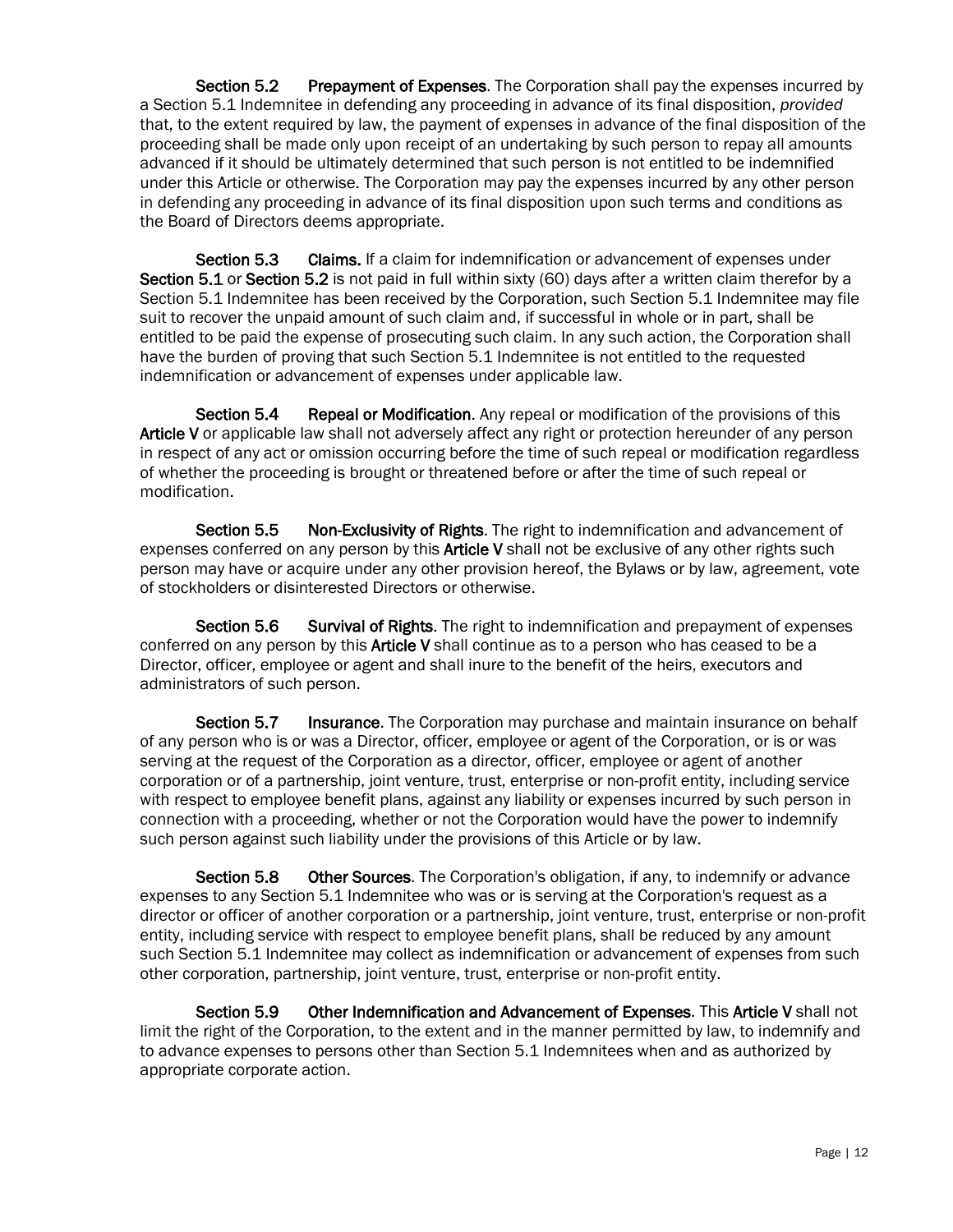**Section 5.2 Prepayment of Expenses**. The Corporation shall pay the expenses incurred by a Section 5.1 Indemnitee in defending any proceeding in advance of its final disposition, *provided* that, to the extent required by law, the payment of expenses in advance of the final disposition of the proceeding shall be made only upon receipt of an undertaking by such person to repay all amounts advanced if it should be ultimately determined that such person is not entitled to be indemnified under this Article or otherwise. The Corporation may pay the expenses incurred by any other person in defending any proceeding in advance of its final disposition upon such terms and conditions as the Board of Directors deems appropriate.

**Section 5.3 Claims.** If a claim for indemnification or advancement of expenses under **Section 5.1** or **Section 5.2** is not paid in full within sixty (60) days after a written claim therefor by a Section 5.1 Indemnitee has been received by the Corporation, such Section 5.1 Indemnitee may file suit to recover the unpaid amount of such claim and, if successful in whole or in part, shall be entitled to be paid the expense of prosecuting such claim. In any such action, the Corporation shall have the burden of proving that such Section 5.1 Indemnitee is not entitled to the requested indemnification or advancement of expenses under applicable law.

**Section 5.4 Repeal or Modification**. Any repeal or modification of the provisions of this **Article V** or applicable law shall not adversely affect any right or protection hereunder of any person in respect of any act or omission occurring before the time of such repeal or modification regardless of whether the proceeding is brought or threatened before or after the time of such repeal or modification.

**Section 5.5 Non-Exclusivity of Rights**. The right to indemnification and advancement of expenses conferred on any person by this **Article V** shall not be exclusive of any other rights such person may have or acquire under any other provision hereof, the Bylaws or by law, agreement, vote of stockholders or disinterested Directors or otherwise.

**Section 5.6 Survival of Rights**. The right to indemnification and prepayment of expenses conferred on any person by this **Article V** shall continue as to a person who has ceased to be a Director, officer, employee or agent and shall inure to the benefit of the heirs, executors and administrators of such person.

**Section 5.7 Insurance**. The Corporation may purchase and maintain insurance on behalf of any person who is or was a Director, officer, employee or agent of the Corporation, or is or was serving at the request of the Corporation as a director, officer, employee or agent of another corporation or of a partnership, joint venture, trust, enterprise or non-profit entity, including service with respect to employee benefit plans, against any liability or expenses incurred by such person in connection with a proceeding, whether or not the Corporation would have the power to indemnify such person against such liability under the provisions of this Article or by law.

**Section 5.8 Other Sources**. The Corporation's obligation, if any, to indemnify or advance expenses to any Section 5.1 Indemnitee who was or is serving at the Corporation's request as a director or officer of another corporation or a partnership, joint venture, trust, enterprise or non-profit entity, including service with respect to employee benefit plans, shall be reduced by any amount such Section 5.1 Indemnitee may collect as indemnification or advancement of expenses from such other corporation, partnership, joint venture, trust, enterprise or non-profit entity.

**Section 5.9 Other Indemnification and Advancement of Expenses**. This **Article V** shall not limit the right of the Corporation, to the extent and in the manner permitted by law, to indemnify and to advance expenses to persons other than Section 5.1 Indemnitees when and as authorized by appropriate corporate action.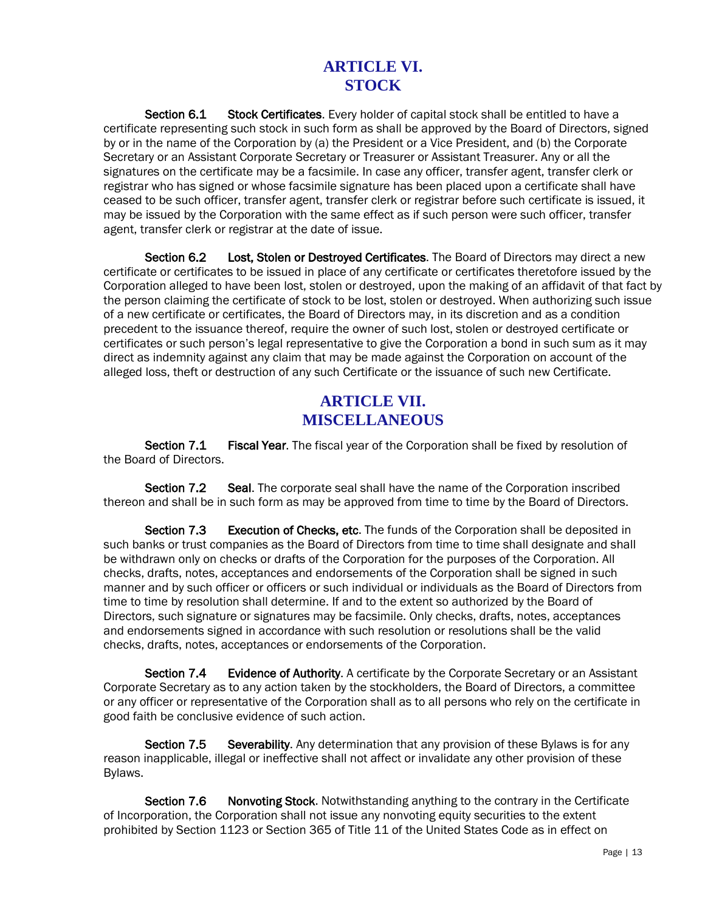# ARTICLE VI.
# STOCK

**Section 6.1 Stock Certificates**. Every holder of capital stock shall be entitled to have a certificate representing such stock in such form as shall be approved by the Board of Directors, signed by or in the name of the Corporation by (a) the President or a Vice President, and (b) the Corporate Secretary or an Assistant Corporate Secretary or Treasurer or Assistant Treasurer. Any or all the signatures on the certificate may be a facsimile. In case any officer, transfer agent, transfer clerk or registrar who has signed or whose facsimile signature has been placed upon a certificate shall have ceased to be such officer, transfer agent, transfer clerk or registrar before such certificate is issued, it may be issued by the Corporation with the same effect as if such person were such officer, transfer agent, transfer clerk or registrar at the date of issue.

**Section 6.2 Lost, Stolen or Destroyed Certificates**. The Board of Directors may direct a new certificate or certificates to be issued in place of any certificate or certificates theretofore issued by the Corporation alleged to have been lost, stolen or destroyed, upon the making of an affidavit of that fact by the person claiming the certificate of stock to be lost, stolen or destroyed. When authorizing such issue of a new certificate or certificates, the Board of Directors may, in its discretion and as a condition precedent to the issuance thereof, require the owner of such lost, stolen or destroyed certificate or certificates or such person's legal representative to give the Corporation a bond in such sum as it may direct as indemnity against any claim that may be made against the Corporation on account of the alleged loss, theft or destruction of any such Certificate or the issuance of such new Certificate.

# ARTICLE VII.
# MISCELLANEOUS

**Section 7.1 Fiscal Year**. The fiscal year of the Corporation shall be fixed by resolution of the Board of Directors.

**Section 7.2 Seal**. The corporate seal shall have the name of the Corporation inscribed thereon and shall be in such form as may be approved from time to time by the Board of Directors.

**Section 7.3 Execution of Checks, etc**. The funds of the Corporation shall be deposited in such banks or trust companies as the Board of Directors from time to time shall designate and shall be withdrawn only on checks or drafts of the Corporation for the purposes of the Corporation. All checks, drafts, notes, acceptances and endorsements of the Corporation shall be signed in such manner and by such officer or officers or such individual or individuals as the Board of Directors from time to time by resolution shall determine. If and to the extent so authorized by the Board of Directors, such signature or signatures may be facsimile. Only checks, drafts, notes, acceptances and endorsements signed in accordance with such resolution or resolutions shall be the valid checks, drafts, notes, acceptances or endorsements of the Corporation.

**Section 7.4 Evidence of Authority**. A certificate by the Corporate Secretary or an Assistant Corporate Secretary as to any action taken by the stockholders, the Board of Directors, a committee or any officer or representative of the Corporation shall as to all persons who rely on the certificate in good faith be conclusive evidence of such action.

**Section 7.5 Severability**. Any determination that any provision of these Bylaws is for any reason inapplicable, illegal or ineffective shall not affect or invalidate any other provision of these Bylaws.

**Section 7.6 Nonvoting Stock**. Notwithstanding anything to the contrary in the Certificate of Incorporation, the Corporation shall not issue any nonvoting equity securities to the extent prohibited by Section 1123 or Section 365 of Title 11 of the United States Code as in effect on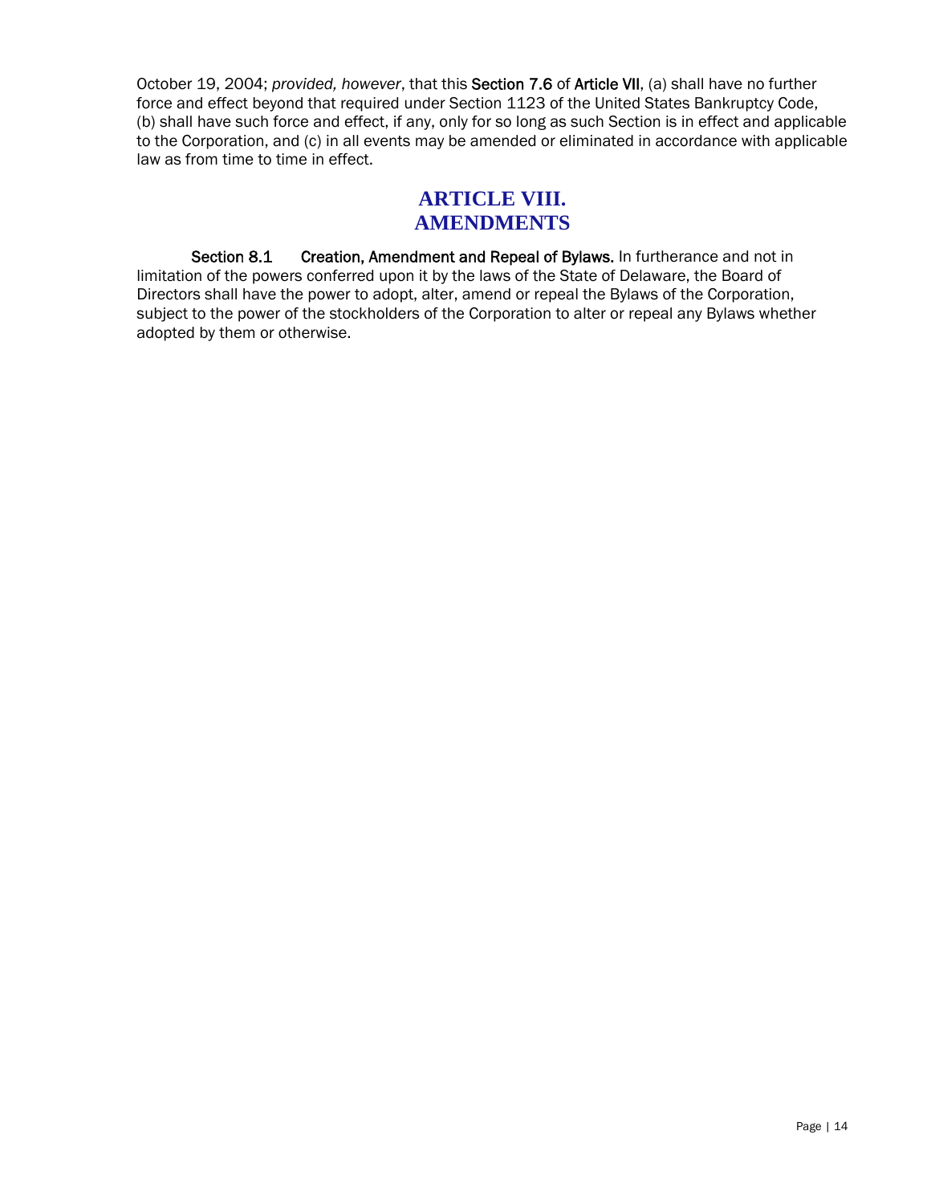October 19, 2004; *provided, however*, that this **Section 7.6** of **Article VII**, (a) shall have no further force and effect beyond that required under Section 1123 of the United States Bankruptcy Code, (b) shall have such force and effect, if any, only for so long as such Section is in effect and applicable to the Corporation, and (c) in all events may be amended or eliminated in accordance with applicable law as from time to time in effect.

## ARTICLE VIII.
## AMENDMENTS

**Section 8.1 Creation, Amendment and Repeal of Bylaws.** In furtherance and not in limitation of the powers conferred upon it by the laws of the State of Delaware, the Board of Directors shall have the power to adopt, alter, amend or repeal the Bylaws of the Corporation, subject to the power of the stockholders of the Corporation to alter or repeal any Bylaws whether adopted by them or otherwise.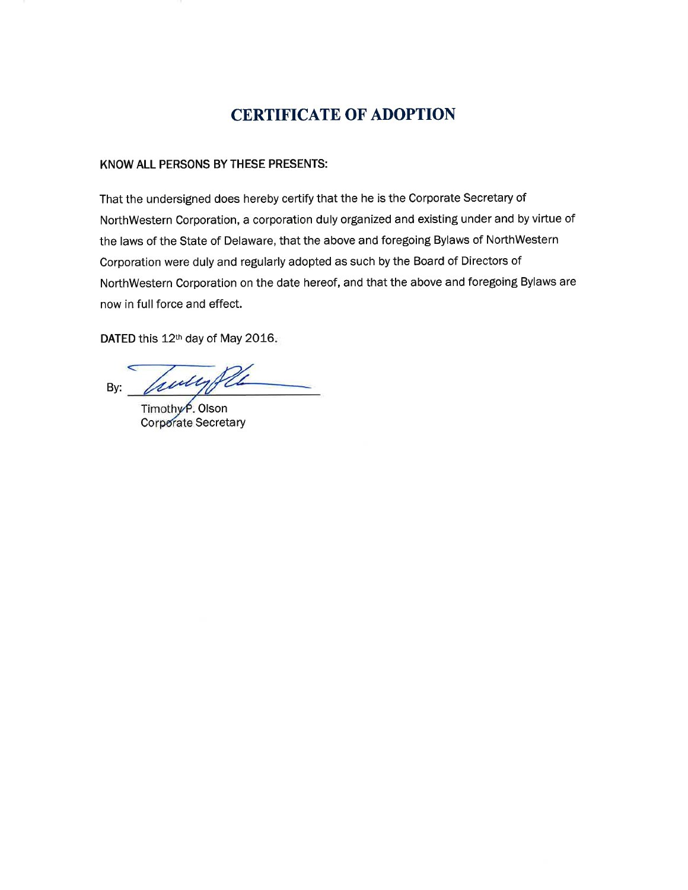# CERTIFICATE OF ADOPTION

**KNOW ALL PERSONS BY THESE PRESENTS:**

That the undersigned does hereby certify that the he is the Corporate Secretary of NorthWestern Corporation, a corporation duly organized and existing under and by virtue of the laws of the State of Delaware, that the above and foregoing Bylaws of NorthWestern Corporation were duly and regularly adopted as such by the Board of Directors of NorthWestern Corporation on the date hereof, and that the above and foregoing Bylaws are now in full force and effect.

**DATED** this 12th day of May 2016.

By: ______________________

Timothy P. Olson
Corporate Secretary